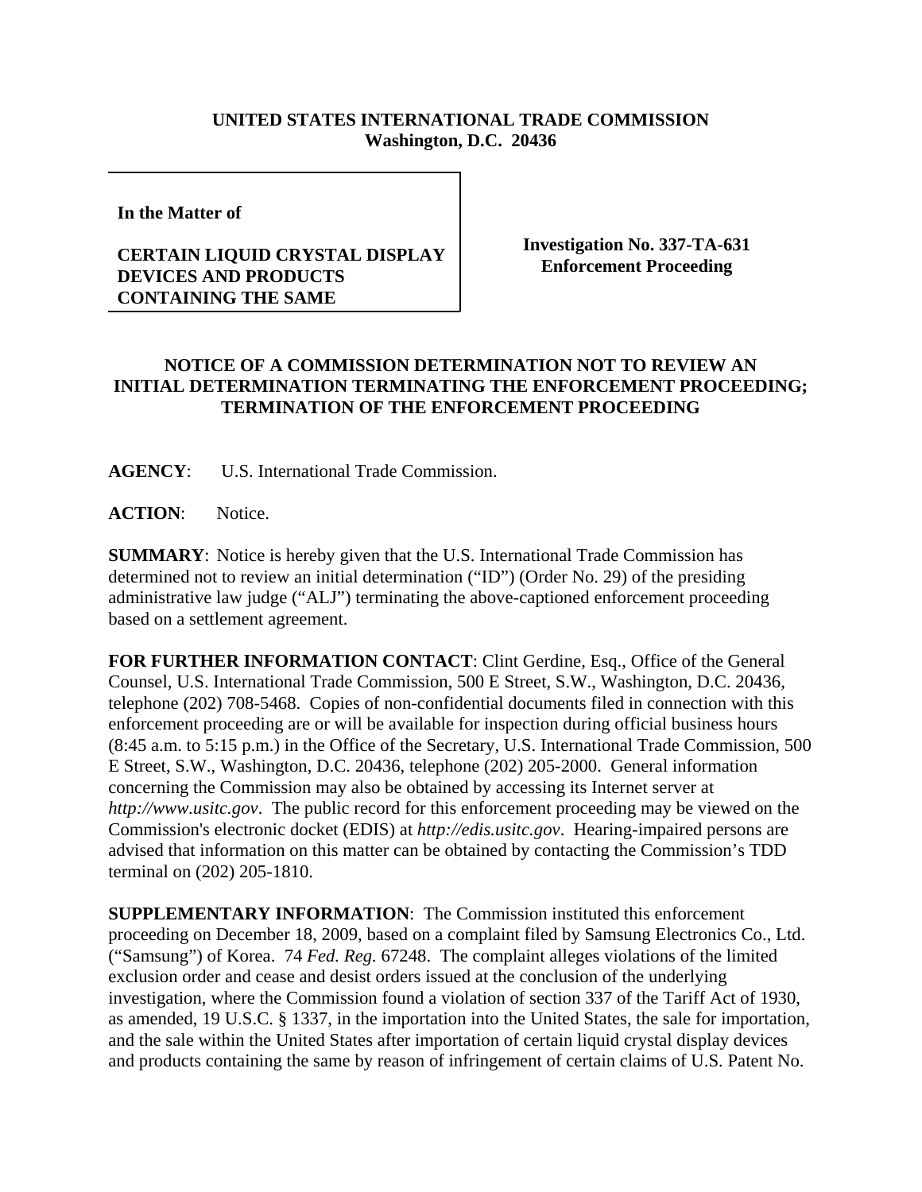**UNITED STATES INTERNATIONAL TRADE COMMISSION**
**Washington, D.C. 20436**

**In the Matter of**

**CERTAIN LIQUID CRYSTAL DISPLAY DEVICES AND PRODUCTS CONTAINING THE SAME**

**Investigation No. 337-TA-631**
**Enforcement Proceeding**

**NOTICE OF A COMMISSION DETERMINATION NOT TO REVIEW AN INITIAL DETERMINATION TERMINATING THE ENFORCEMENT PROCEEDING; TERMINATION OF THE ENFORCEMENT PROCEEDING**

**AGENCY**: U.S. International Trade Commission.

**ACTION**: Notice.

**SUMMARY**: Notice is hereby given that the U.S. International Trade Commission has determined not to review an initial determination ("ID") (Order No. 29) of the presiding administrative law judge ("ALJ") terminating the above-captioned enforcement proceeding based on a settlement agreement.

**FOR FURTHER INFORMATION CONTACT**: Clint Gerdine, Esq., Office of the General Counsel, U.S. International Trade Commission, 500 E Street, S.W., Washington, D.C. 20436, telephone (202) 708-5468. Copies of non-confidential documents filed in connection with this enforcement proceeding are or will be available for inspection during official business hours (8:45 a.m. to 5:15 p.m.) in the Office of the Secretary, U.S. International Trade Commission, 500 E Street, S.W., Washington, D.C. 20436, telephone (202) 205-2000. General information concerning the Commission may also be obtained by accessing its Internet server at *http://www.usitc.gov*. The public record for this enforcement proceeding may be viewed on the Commission's electronic docket (EDIS) at *http://edis.usitc.gov*. Hearing-impaired persons are advised that information on this matter can be obtained by contacting the Commission's TDD terminal on (202) 205-1810.

**SUPPLEMENTARY INFORMATION**: The Commission instituted this enforcement proceeding on December 18, 2009, based on a complaint filed by Samsung Electronics Co., Ltd. ("Samsung") of Korea. 74 *Fed. Reg.* 67248. The complaint alleges violations of the limited exclusion order and cease and desist orders issued at the conclusion of the underlying investigation, where the Commission found a violation of section 337 of the Tariff Act of 1930, as amended, 19 U.S.C. § 1337, in the importation into the United States, the sale for importation, and the sale within the United States after importation of certain liquid crystal display devices and products containing the same by reason of infringement of certain claims of U.S. Patent No.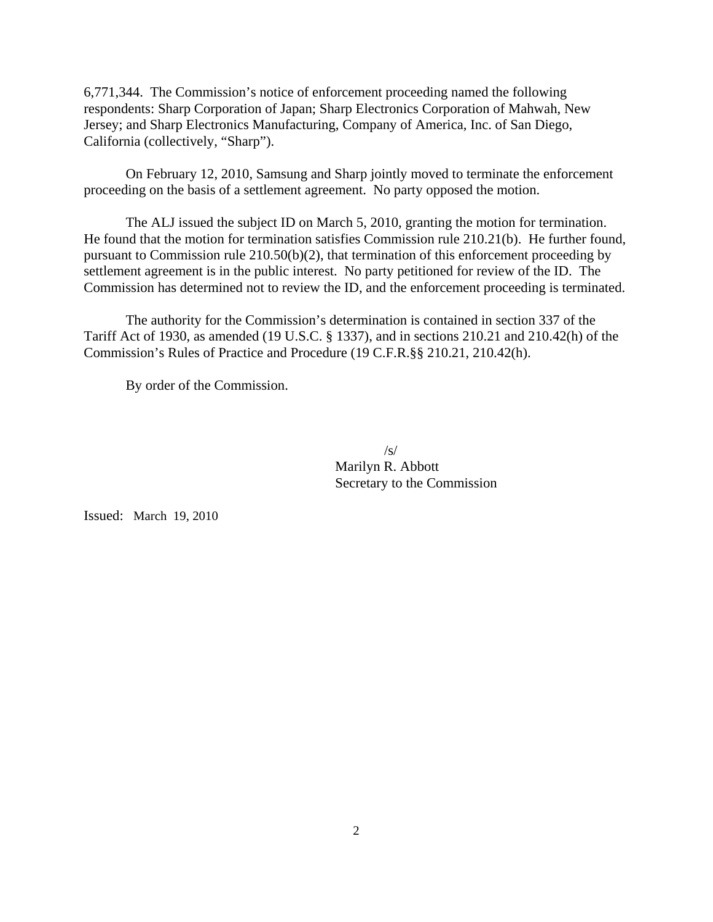6,771,344. The Commission's notice of enforcement proceeding named the following respondents: Sharp Corporation of Japan; Sharp Electronics Corporation of Mahwah, New Jersey; and Sharp Electronics Manufacturing, Company of America, Inc. of San Diego, California (collectively, "Sharp").

On February 12, 2010, Samsung and Sharp jointly moved to terminate the enforcement proceeding on the basis of a settlement agreement. No party opposed the motion.

The ALJ issued the subject ID on March 5, 2010, granting the motion for termination. He found that the motion for termination satisfies Commission rule 210.21(b). He further found, pursuant to Commission rule 210.50(b)(2), that termination of this enforcement proceeding by settlement agreement is in the public interest. No party petitioned for review of the ID. The Commission has determined not to review the ID, and the enforcement proceeding is terminated.

The authority for the Commission's determination is contained in section 337 of the Tariff Act of 1930, as amended (19 U.S.C. § 1337), and in sections 210.21 and 210.42(h) of the Commission's Rules of Practice and Procedure (19 C.F.R.§§ 210.21, 210.42(h).

By order of the Commission.

/s/
Marilyn R. Abbott
Secretary to the Commission

Issued: March 19, 2010